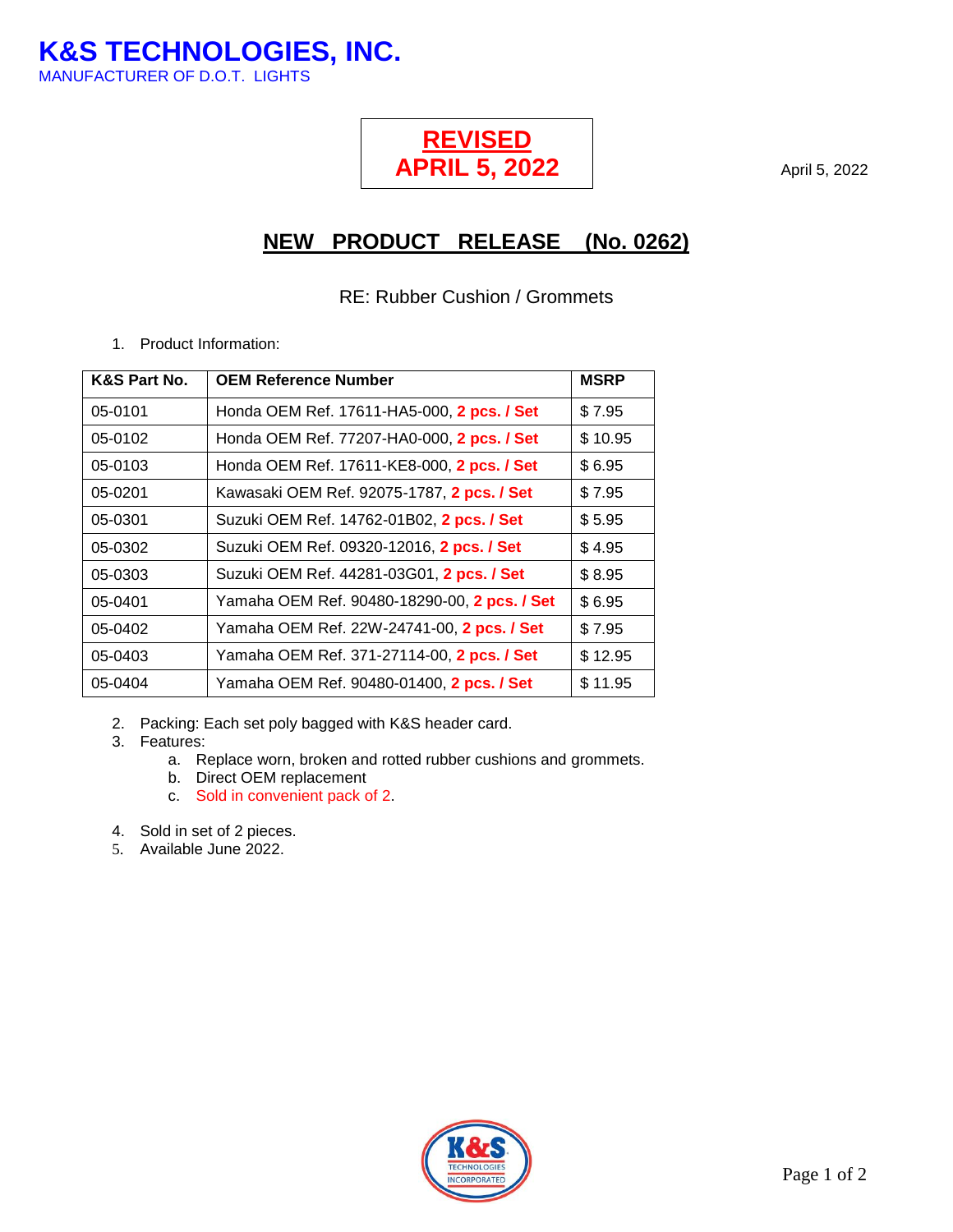# K&S TECHNOLOGIES, INC.

MANUFACTURER OF D.O.T. LIGHTS

**REVISED**
**APRIL 5, 2022**

April 5, 2022

## NEW PRODUCT RELEASE (No. 0262)

RE: Rubber Cushion / Grommets

1. Product Information:

| K&S Part No. | OEM Reference Number | MSRP |
|---|---|---|
| 05-0101 | Honda OEM Ref. 17611-HA5-000, **2 pcs. / Set** | $ 7.95 |
| 05-0102 | Honda OEM Ref. 77207-HA0-000, **2 pcs. / Set** | $ 10.95 |
| 05-0103 | Honda OEM Ref. 17611-KE8-000, **2 pcs. / Set** | $ 6.95 |
| 05-0201 | Kawasaki OEM Ref. 92075-1787, **2 pcs. / Set** | $ 7.95 |
| 05-0301 | Suzuki OEM Ref. 14762-01B02, **2 pcs. / Set** | $ 5.95 |
| 05-0302 | Suzuki OEM Ref. 09320-12016, **2 pcs. / Set** | $ 4.95 |
| 05-0303 | Suzuki OEM Ref. 44281-03G01, **2 pcs. / Set** | $ 8.95 |
| 05-0401 | Yamaha OEM Ref. 90480-18290-00, **2 pcs. / Set** | $ 6.95 |
| 05-0402 | Yamaha OEM Ref. 22W-24741-00, **2 pcs. / Set** | $ 7.95 |
| 05-0403 | Yamaha OEM Ref. 371-27114-00, **2 pcs. / Set** | $ 12.95 |
| 05-0404 | Yamaha OEM Ref. 90480-01400, **2 pcs. / Set** | $ 11.95 |

2. Packing: Each set poly bagged with K&S header card.
3. Features:
   a. Replace worn, broken and rotted rubber cushions and grommets.
   b. Direct OEM replacement
   c. Sold in convenient pack of 2.
4. Sold in set of 2 pieces.
5. Available June 2022.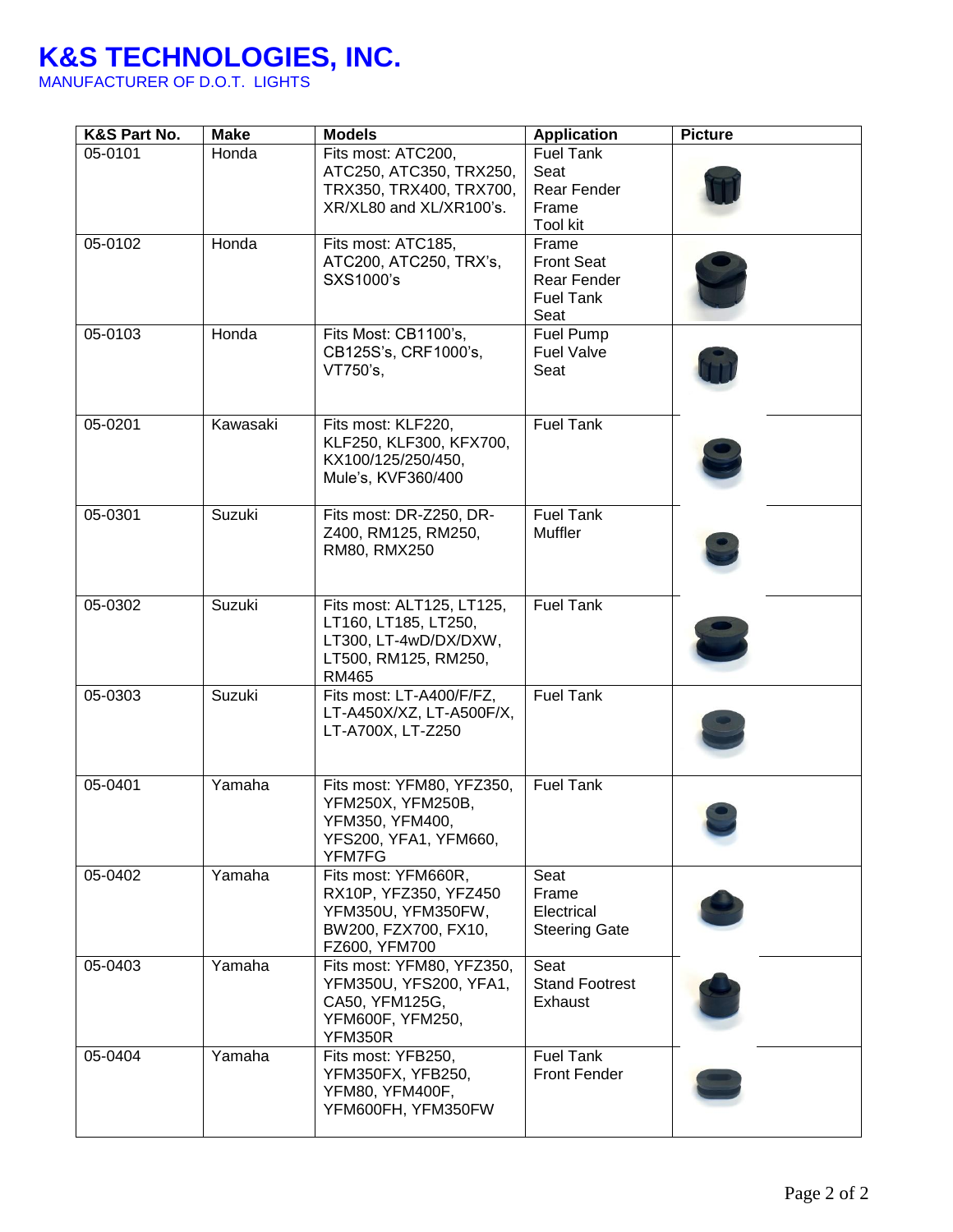# K&S TECHNOLOGIES, INC.

MANUFACTURER OF D.O.T. LIGHTS

| K&S Part No. | Make | Models | Application | Picture |
|---|---|---|---|---|
| 05-0101 | Honda | Fits most: ATC200, ATC250, ATC350, TRX250, TRX350, TRX400, TRX700, XR/XL80 and XL/XR100's. | Fuel Tank<br>Seat<br>Rear Fender<br>Frame<br>Tool kit | |
| 05-0102 | Honda | Fits most: ATC185, ATC200, ATC250, TRX's, SXS1000's | Frame<br>Front Seat<br>Rear Fender<br>Fuel Tank<br>Seat | |
| 05-0103 | Honda | Fits Most: CB1100's, CB125S's, CRF1000's, VT750's, | Fuel Pump<br>Fuel Valve<br>Seat | |
| 05-0201 | Kawasaki | Fits most: KLF220, KLF250, KLF300, KFX700, KX100/125/250/450, Mule's, KVF360/400 | Fuel Tank | |
| 05-0301 | Suzuki | Fits most: DR-Z250, DR-Z400, RM125, RM250, RM80, RMX250 | Fuel Tank<br>Muffler | |
| 05-0302 | Suzuki | Fits most: ALT125, LT125, LT160, LT185, LT250, LT300, LT-4wD/DX/DXW, LT500, RM125, RM250, RM465 | Fuel Tank | |
| 05-0303 | Suzuki | Fits most: LT-A400/F/FZ, LT-A450X/XZ, LT-A500F/X, LT-A700X, LT-Z250 | Fuel Tank | |
| 05-0401 | Yamaha | Fits most: YFM80, YFZ350, YFM250X, YFM250B, YFM350, YFM400, YFS200, YFA1, YFM660, YFM7FG | Fuel Tank | |
| 05-0402 | Yamaha | Fits most: YFM660R, RX10P, YFZ350, YFZ450 YFM350U, YFM350FW, BW200, FZX700, FX10, FZ600, YFM700 | Seat<br>Frame<br>Electrical<br>Steering Gate | |
| 05-0403 | Yamaha | Fits most: YFM80, YFZ350, YFM350U, YFS200, YFA1, CA50, YFM125G, YFM600F, YFM250, YFM350R | Seat<br>Stand Footrest<br>Exhaust | |
| 05-0404 | Yamaha | Fits most: YFB250, YFM350FX, YFB250, YFM80, YFM400F, YFM600FH, YFM350FW | Fuel Tank<br>Front Fender | |